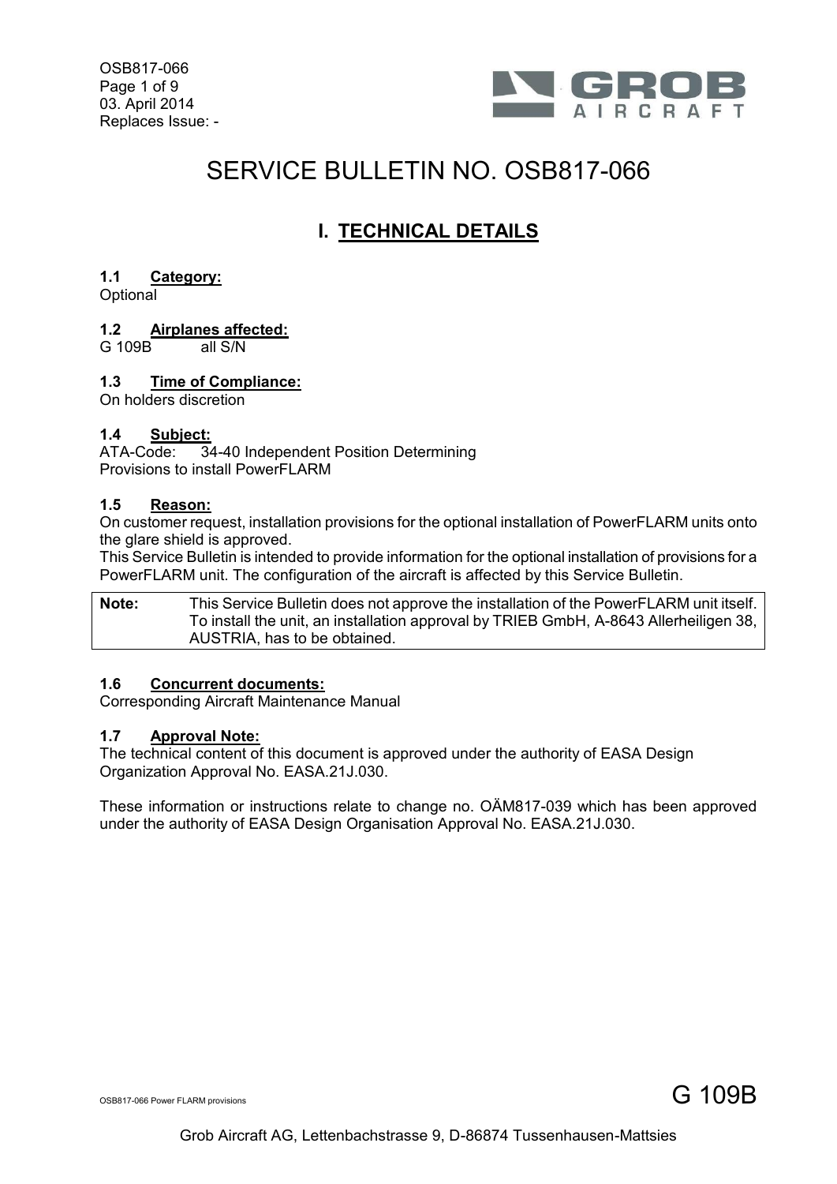# SERVICE BULLETIN NO. OSB817-066

## I. TECHNICAL DETAILS

### 1.1 Category:

Optional

### 1.2 Airplanes affected:

G 109B all S/N

### 1.3 Time of Compliance:

On holders discretion

### 1.4 Subject:

ATA-Code: 34-40 Independent Position Determining
Provisions to install PowerFLARM

### 1.5 Reason:

On customer request, installation provisions for the optional installation of PowerFLARM units onto the glare shield is approved.
This Service Bulletin is intended to provide information for the optional installation of provisions for a PowerFLARM unit. The configuration of the aircraft is affected by this Service Bulletin.

| **Note:** | This Service Bulletin does not approve the installation of the PowerFLARM unit itself. To install the unit, an installation approval by TRIEB GmbH, A-8643 Allerheiligen 38, AUSTRIA, has to be obtained. |
|---|---|

### 1.6 Concurrent documents:

Corresponding Aircraft Maintenance Manual

### 1.7 Approval Note:

The technical content of this document is approved under the authority of EASA Design Organization Approval No. EASA.21J.030.

These information or instructions relate to change no. OÄM817-039 which has been approved under the authority of EASA Design Organisation Approval No. EASA.21J.030.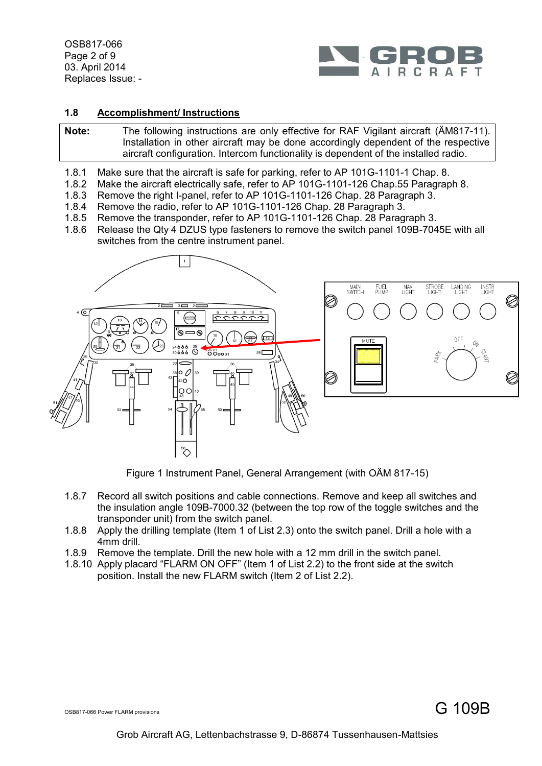## 1.8 Accomplishment/ Instructions

| **Note:** | The following instructions are only effective for RAF Vigilant aircraft (ÄM817-11). Installation in other aircraft may be done accordingly dependent of the respective aircraft configuration. Intercom functionality is dependent of the installed radio. |
|---|---|

1.8.1 Make sure that the aircraft is safe for parking, refer to AP 101G-1101-1 Chap. 8.

1.8.2 Make the aircraft electrically safe, refer to AP 101G-1101-126 Chap.55 Paragraph 8.

1.8.3 Remove the right I-panel, refer to AP 101G-1101-126 Chap. 28 Paragraph 3.

1.8.4 Remove the radio, refer to AP 101G-1101-126 Chap. 28 Paragraph 3.

1.8.5 Remove the transponder, refer to AP 101G-1101-126 Chap. 28 Paragraph 3.

1.8.6 Release the Qty 4 DZUS type fasteners to remove the switch panel 109B-7045E with all switches from the centre instrument panel.

Figure 1 Instrument Panel, General Arrangement (with OÄM 817-15)

1.8.7 Record all switch positions and cable connections. Remove and keep all switches and the insulation angle 109B-7000.32 (between the top row of the toggle switches and the transponder unit) from the switch panel.

1.8.8 Apply the drilling template (Item 1 of List 2.3) onto the switch panel. Drill a hole with a 4mm drill.

1.8.9 Remove the template. Drill the new hole with a 12 mm drill in the switch panel.

1.8.10 Apply placard “FLARM ON OFF” (Item 1 of List 2.2) to the front side at the switch position. Install the new FLARM switch (Item 2 of List 2.2).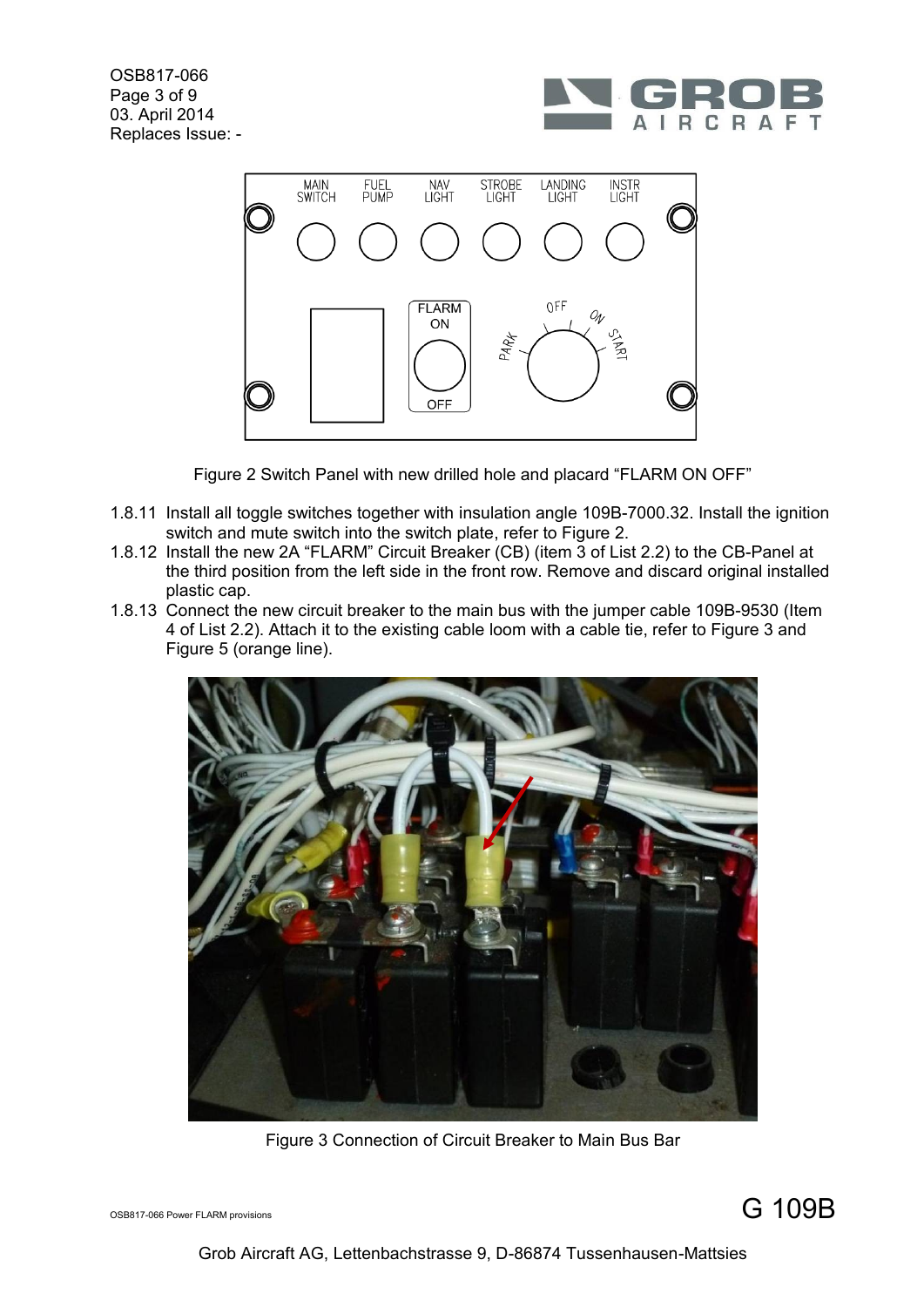Figure 2 Switch Panel with new drilled hole and placard “FLARM ON OFF”

1.8.11 Install all toggle switches together with insulation angle 109B-7000.32. Install the ignition switch and mute switch into the switch plate, refer to Figure 2.

1.8.12 Install the new 2A “FLARM” Circuit Breaker (CB) (item 3 of List 2.2) to the CB-Panel at the third position from the left side in the front row. Remove and discard original installed plastic cap.

1.8.13 Connect the new circuit breaker to the main bus with the jumper cable 109B-9530 (Item 4 of List 2.2). Attach it to the existing cable loom with a cable tie, refer to Figure 3 and Figure 5 (orange line).

Figure 3 Connection of Circuit Breaker to Main Bus Bar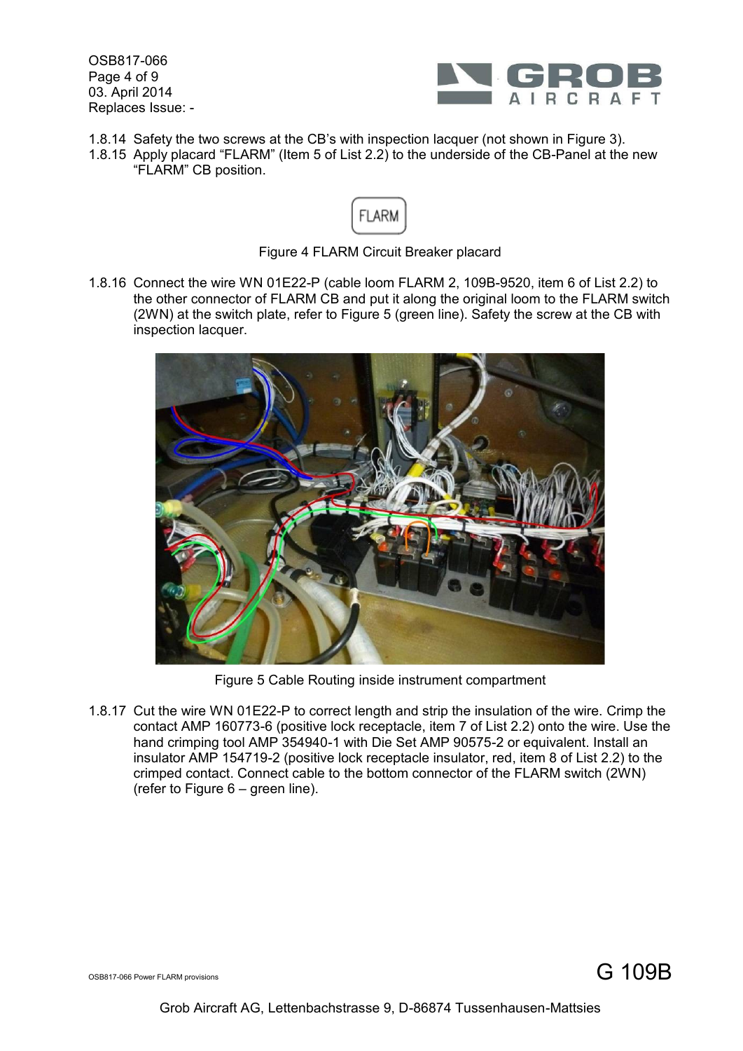1.8.14 Safety the two screws at the CB's with inspection lacquer (not shown in Figure 3).

1.8.15 Apply placard "FLARM" (Item 5 of List 2.2) to the underside of the CB-Panel at the new "FLARM" CB position.

FLARM

Figure 4 FLARM Circuit Breaker placard

1.8.16 Connect the wire WN 01E22-P (cable loom FLARM 2, 109B-9520, item 6 of List 2.2) to the other connector of FLARM CB and put it along the original loom to the FLARM switch (2WN) at the switch plate, refer to Figure 5 (green line). Safety the screw at the CB with inspection lacquer.

Figure 5 Cable Routing inside instrument compartment

1.8.17 Cut the wire WN 01E22-P to correct length and strip the insulation of the wire. Crimp the contact AMP 160773-6 (positive lock receptacle, item 7 of List 2.2) onto the wire. Use the hand crimping tool AMP 354940-1 with Die Set AMP 90575-2 or equivalent. Install an insulator AMP 154719-2 (positive lock receptacle insulator, red, item 8 of List 2.2) to the crimped contact. Connect cable to the bottom connector of the FLARM switch (2WN) (refer to Figure 6 – green line).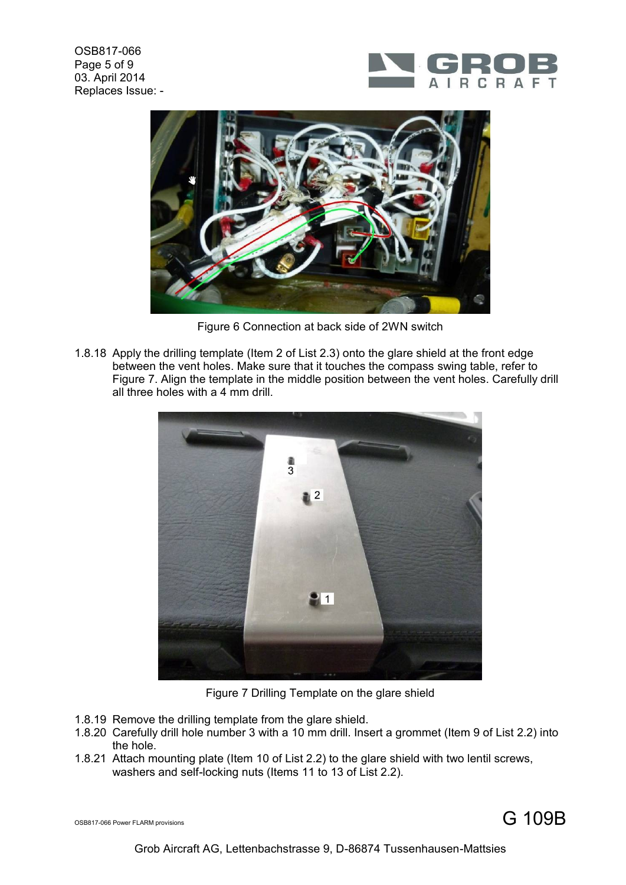Figure 6 Connection at back side of 2WN switch

1.8.18 Apply the drilling template (Item 2 of List 2.3) onto the glare shield at the front edge between the vent holes. Make sure that it touches the compass swing table, refer to Figure 7. Align the template in the middle position between the vent holes. Carefully drill all three holes with a 4 mm drill.

Figure 7 Drilling Template on the glare shield

1.8.19 Remove the drilling template from the glare shield.
1.8.20 Carefully drill hole number 3 with a 10 mm drill. Insert a grommet (Item 9 of List 2.2) into the hole.
1.8.21 Attach mounting plate (Item 10 of List 2.2) to the glare shield with two lentil screws, washers and self-locking nuts (Items 11 to 13 of List 2.2).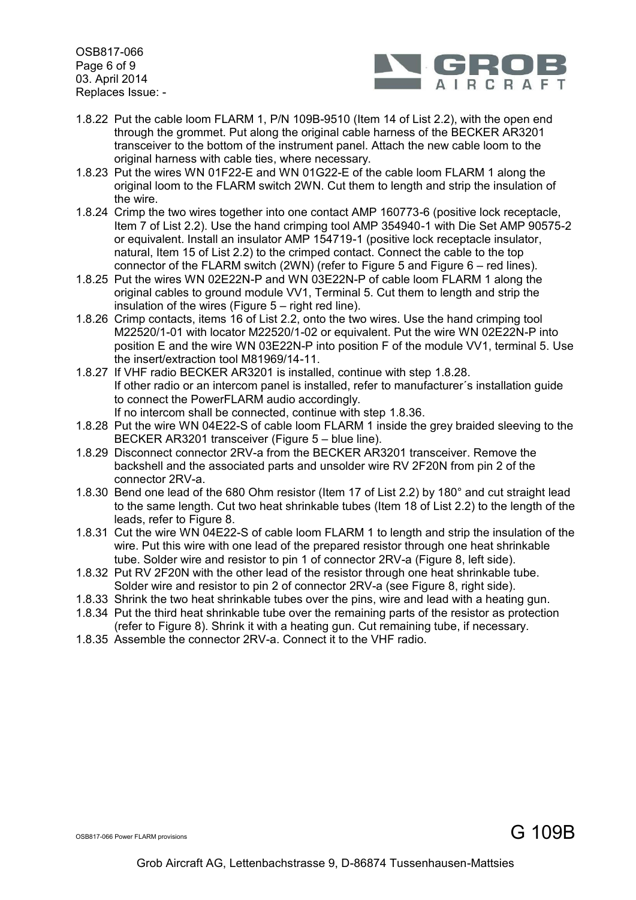1.8.22 Put the cable loom FLARM 1, P/N 109B-9510 (Item 14 of List 2.2), with the open end through the grommet. Put along the original cable harness of the BECKER AR3201 transceiver to the bottom of the instrument panel. Attach the new cable loom to the original harness with cable ties, where necessary.

1.8.23 Put the wires WN 01F22-E and WN 01G22-E of the cable loom FLARM 1 along the original loom to the FLARM switch 2WN. Cut them to length and strip the insulation of the wire.

1.8.24 Crimp the two wires together into one contact AMP 160773-6 (positive lock receptacle, Item 7 of List 2.2). Use the hand crimping tool AMP 354940-1 with Die Set AMP 90575-2 or equivalent. Install an insulator AMP 154719-1 (positive lock receptacle insulator, natural, Item 15 of List 2.2) to the crimped contact. Connect the cable to the top connector of the FLARM switch (2WN) (refer to Figure 5 and Figure 6 – red lines).

1.8.25 Put the wires WN 02E22N-P and WN 03E22N-P of cable loom FLARM 1 along the original cables to ground module VV1, Terminal 5. Cut them to length and strip the insulation of the wires (Figure 5 – right red line).

1.8.26 Crimp contacts, items 16 of List 2.2, onto the two wires. Use the hand crimping tool M22520/1-01 with locator M22520/1-02 or equivalent. Put the wire WN 02E22N-P into position E and the wire WN 03E22N-P into position F of the module VV1, terminal 5. Use the insert/extraction tool M81969/14-11.

1.8.27 If VHF radio BECKER AR3201 is installed, continue with step 1.8.28.
If other radio or an intercom panel is installed, refer to manufacturer´s installation guide to connect the PowerFLARM audio accordingly.
If no intercom shall be connected, continue with step 1.8.36.

1.8.28 Put the wire WN 04E22-S of cable loom FLARM 1 inside the grey braided sleeving to the BECKER AR3201 transceiver (Figure 5 – blue line).

1.8.29 Disconnect connector 2RV-a from the BECKER AR3201 transceiver. Remove the backshell and the associated parts and unsolder wire RV 2F20N from pin 2 of the connector 2RV-a.

1.8.30 Bend one lead of the 680 Ohm resistor (Item 17 of List 2.2) by 180° and cut straight lead to the same length. Cut two heat shrinkable tubes (Item 18 of List 2.2) to the length of the leads, refer to Figure 8.

1.8.31 Cut the wire WN 04E22-S of cable loom FLARM 1 to length and strip the insulation of the wire. Put this wire with one lead of the prepared resistor through one heat shrinkable tube. Solder wire and resistor to pin 1 of connector 2RV-a (Figure 8, left side).

1.8.32 Put RV 2F20N with the other lead of the resistor through one heat shrinkable tube. Solder wire and resistor to pin 2 of connector 2RV-a (see Figure 8, right side).

1.8.33 Shrink the two heat shrinkable tubes over the pins, wire and lead with a heating gun.

1.8.34 Put the third heat shrinkable tube over the remaining parts of the resistor as protection (refer to Figure 8). Shrink it with a heating gun. Cut remaining tube, if necessary.

1.8.35 Assemble the connector 2RV-a. Connect it to the VHF radio.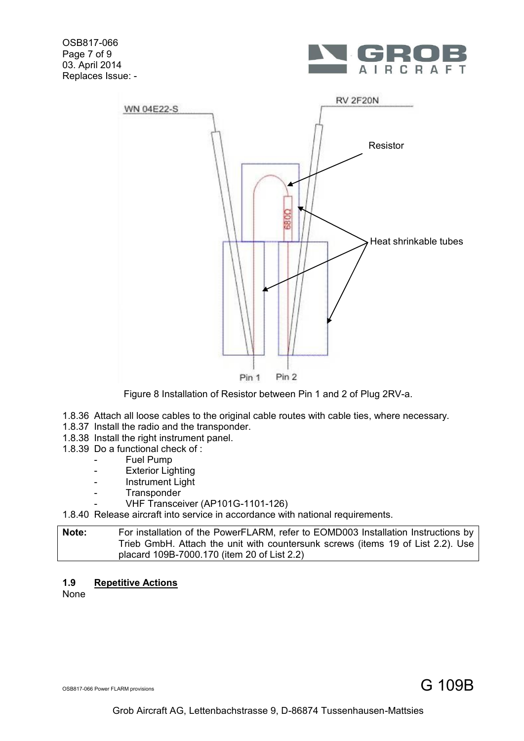Figure 8 Installation of Resistor between Pin 1 and 2 of Plug 2RV-a.

1.8.36 Attach all loose cables to the original cable routes with cable ties, where necessary.
1.8.37 Install the radio and the transponder.
1.8.38 Install the right instrument panel.
1.8.39 Do a functional check of :

- Fuel Pump
- Exterior Lighting
- Instrument Light
- Transponder
- VHF Transceiver (AP101G-1101-126)

1.8.40 Release aircraft into service in accordance with national requirements.

| **Note:** | For installation of the PowerFLARM, refer to EOMD003 Installation Instructions by Trieb GmbH. Attach the unit with countersunk screws (items 19 of List 2.2). Use placard 109B-7000.170 (item 20 of List 2.2) |
|---|---|

## 1.9 Repetitive Actions

None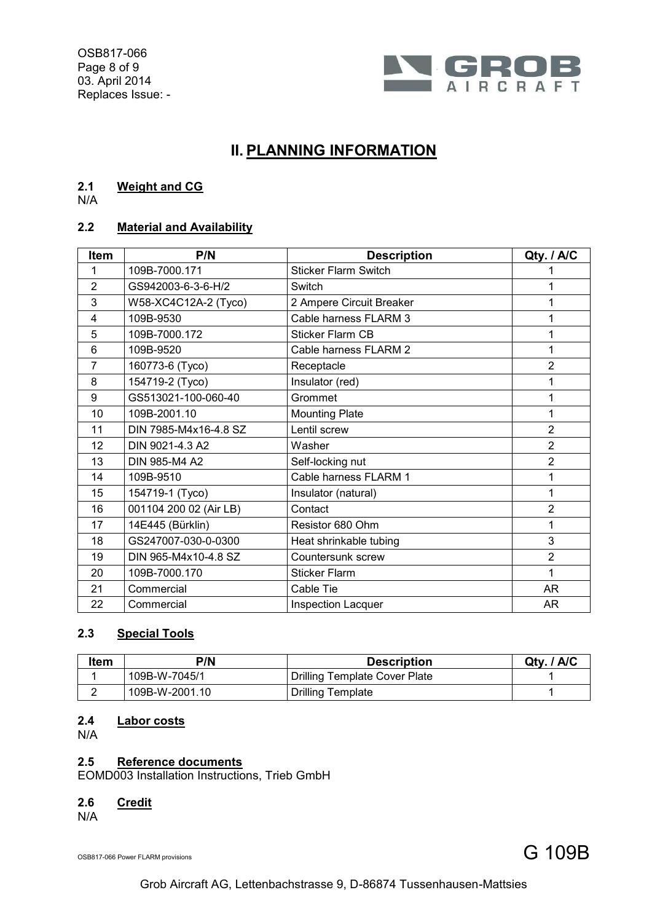## II. PLANNING INFORMATION

### 2.1 Weight and CG

N/A

### 2.2 Material and Availability

| Item | P/N | Description | Qty. / A/C |
|---|---|---|---|
| 1 | 109B-7000.171 | Sticker Flarm Switch | 1 |
| 2 | GS942003-6-3-6-H/2 | Switch | 1 |
| 3 | W58-XC4C12A-2 (Tyco) | 2 Ampere Circuit Breaker | 1 |
| 4 | 109B-9530 | Cable harness FLARM 3 | 1 |
| 5 | 109B-7000.172 | Sticker Flarm CB | 1 |
| 6 | 109B-9520 | Cable harness FLARM 2 | 1 |
| 7 | 160773-6 (Tyco) | Receptacle | 2 |
| 8 | 154719-2 (Tyco) | Insulator (red) | 1 |
| 9 | GS513021-100-060-40 | Grommet | 1 |
| 10 | 109B-2001.10 | Mounting Plate | 1 |
| 11 | DIN 7985-M4x16-4.8 SZ | Lentil screw | 2 |
| 12 | DIN 9021-4.3 A2 | Washer | 2 |
| 13 | DIN 985-M4 A2 | Self-locking nut | 2 |
| 14 | 109B-9510 | Cable harness FLARM 1 | 1 |
| 15 | 154719-1 (Tyco) | Insulator (natural) | 1 |
| 16 | 001104 200 02 (Air LB) | Contact | 2 |
| 17 | 14E445 (Bürklin) | Resistor 680 Ohm | 1 |
| 18 | GS247007-030-0-0300 | Heat shrinkable tubing | 3 |
| 19 | DIN 965-M4x10-4.8 SZ | Countersunk screw | 2 |
| 20 | 109B-7000.170 | Sticker Flarm | 1 |
| 21 | Commercial | Cable Tie | AR |
| 22 | Commercial | Inspection Lacquer | AR |

### 2.3 Special Tools

| Item | P/N | Description | Qty. / A/C |
|---|---|---|---|
| 1 | 109B-W-7045/1 | Drilling Template Cover Plate | 1 |
| 2 | 109B-W-2001.10 | Drilling Template | 1 |

### 2.4 Labor costs

N/A

### 2.5 Reference documents

EOMD003 Installation Instructions, Trieb GmbH

### 2.6 Credit

N/A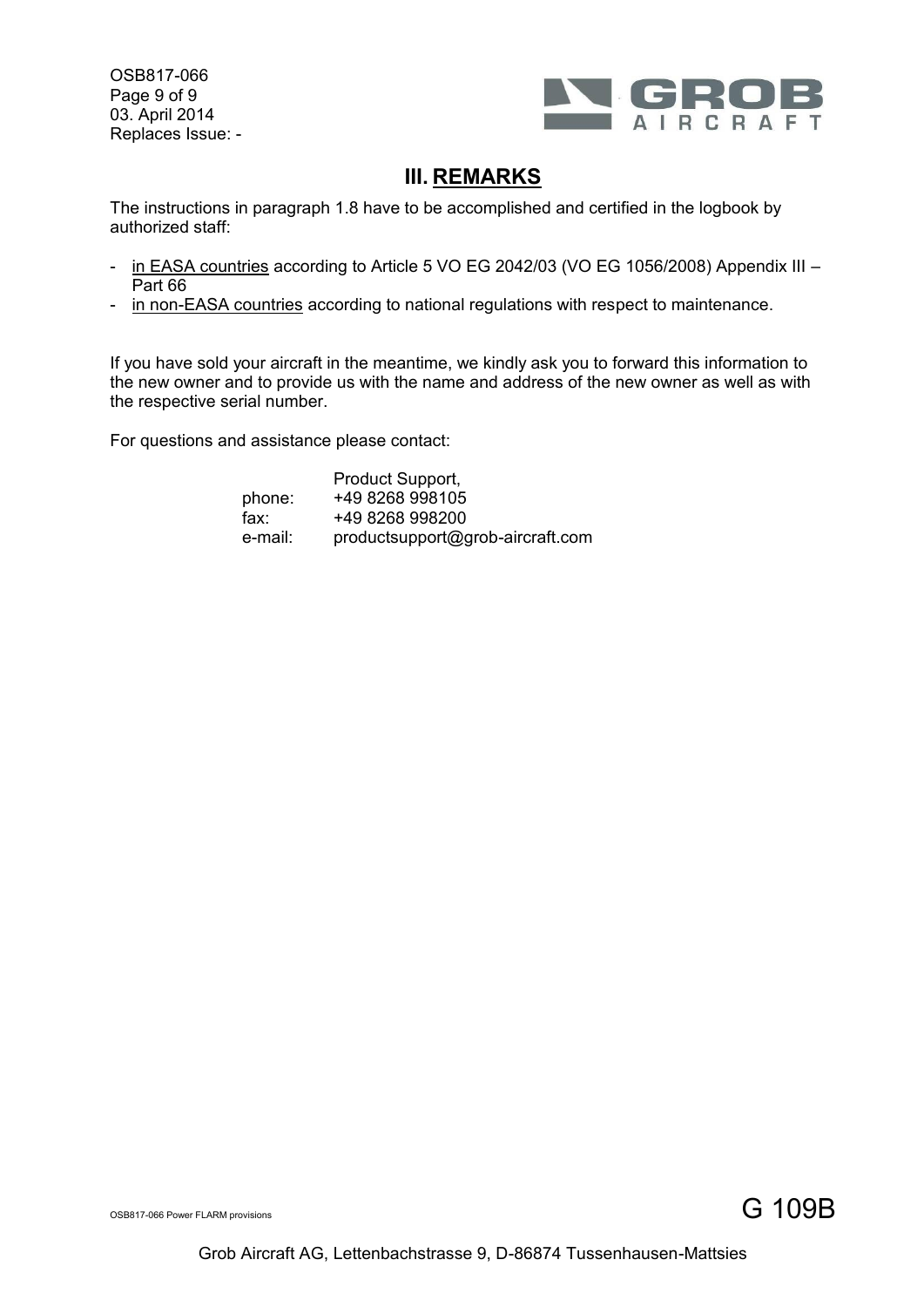## III. REMARKS

The instructions in paragraph 1.8 have to be accomplished and certified in the logbook by authorized staff:

- in EASA countries according to Article 5 VO EG 2042/03 (VO EG 1056/2008) Appendix III – Part 66
- in non-EASA countries according to national regulations with respect to maintenance.

If you have sold your aircraft in the meantime, we kindly ask you to forward this information to the new owner and to provide us with the name and address of the new owner as well as with the respective serial number.

For questions and assistance please contact:

| | |
|---|---|
| | Product Support, |
| phone: | +49 8268 998105 |
| fax: | +49 8268 998200 |
| e-mail: | productsupport@grob-aircraft.com |